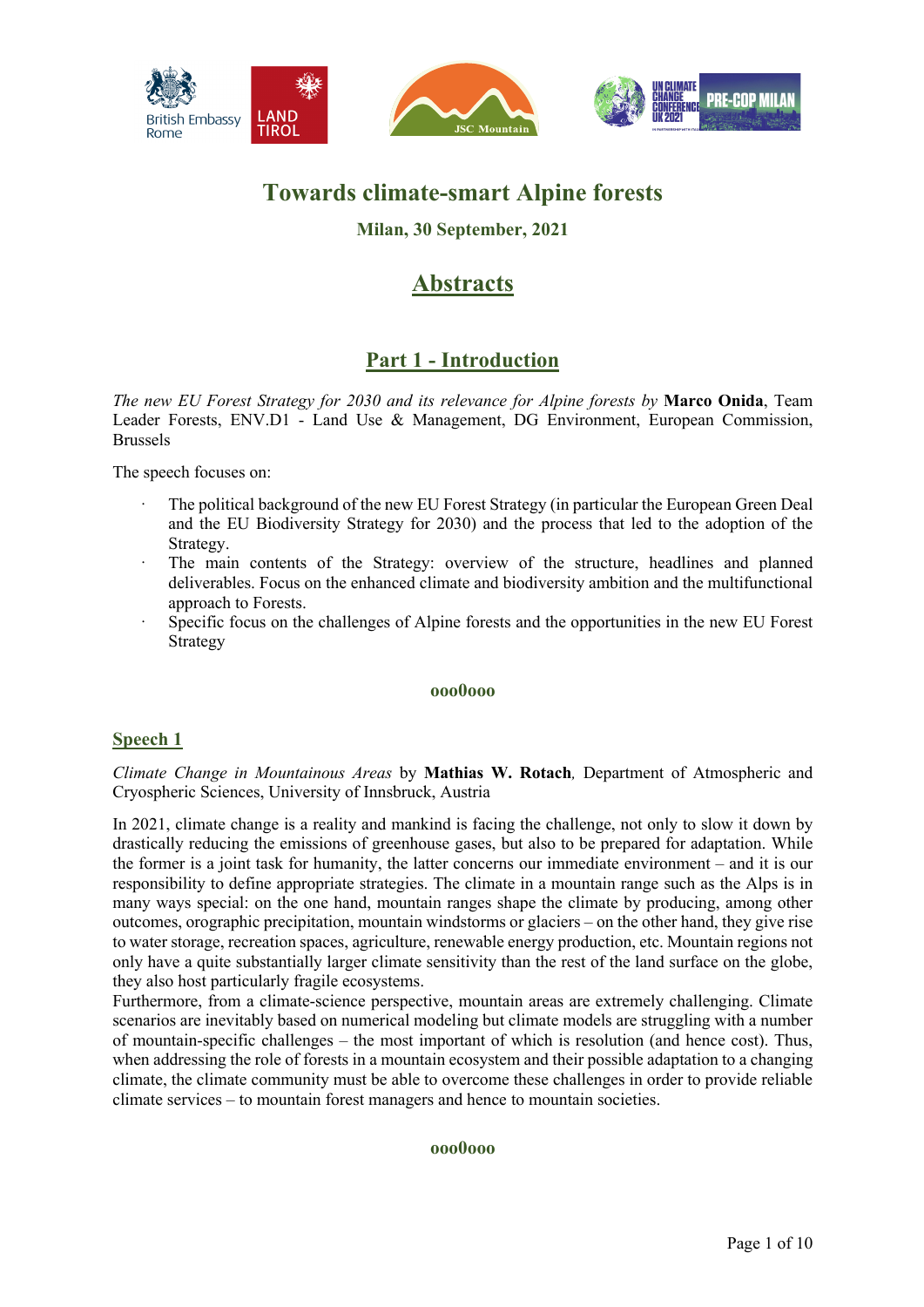# Towards climate-smart Alpine forests

**Milan, 30 September, 2021**

## Abstracts

## Part 1 - Introduction

*The new EU Forest Strategy for 2030 and its relevance for Alpine forests* by **Marco Onida**, Team Leader Forests, ENV.D1 - Land Use & Management, DG Environment, European Commission, Brussels

The speech focuses on:

- The political background of the new EU Forest Strategy (in particular the European Green Deal and the EU Biodiversity Strategy for 2030) and the process that led to the adoption of the Strategy.
- The main contents of the Strategy: overview of the structure, headlines and planned deliverables. Focus on the enhanced climate and biodiversity ambition and the multifunctional approach to Forests.
- Specific focus on the challenges of Alpine forests and the opportunities in the new EU Forest Strategy

**ooo0ooo**

### Speech 1

*Climate Change in Mountainous Areas* by **Mathias W. Rotach**, Department of Atmospheric and Cryospheric Sciences, University of Innsbruck, Austria

In 2021, climate change is a reality and mankind is facing the challenge, not only to slow it down by drastically reducing the emissions of greenhouse gases, but also to be prepared for adaptation. While the former is a joint task for humanity, the latter concerns our immediate environment – and it is our responsibility to define appropriate strategies. The climate in a mountain range such as the Alps is in many ways special: on the one hand, mountain ranges shape the climate by producing, among other outcomes, orographic precipitation, mountain windstorms or glaciers – on the other hand, they give rise to water storage, recreation spaces, agriculture, renewable energy production, etc. Mountain regions not only have a quite substantially larger climate sensitivity than the rest of the land surface on the globe, they also host particularly fragile ecosystems.
Furthermore, from a climate-science perspective, mountain areas are extremely challenging. Climate scenarios are inevitably based on numerical modeling but climate models are struggling with a number of mountain-specific challenges – the most important of which is resolution (and hence cost). Thus, when addressing the role of forests in a mountain ecosystem and their possible adaptation to a changing climate, the climate community must be able to overcome these challenges in order to provide reliable climate services – to mountain forest managers and hence to mountain societies.

**ooo0ooo**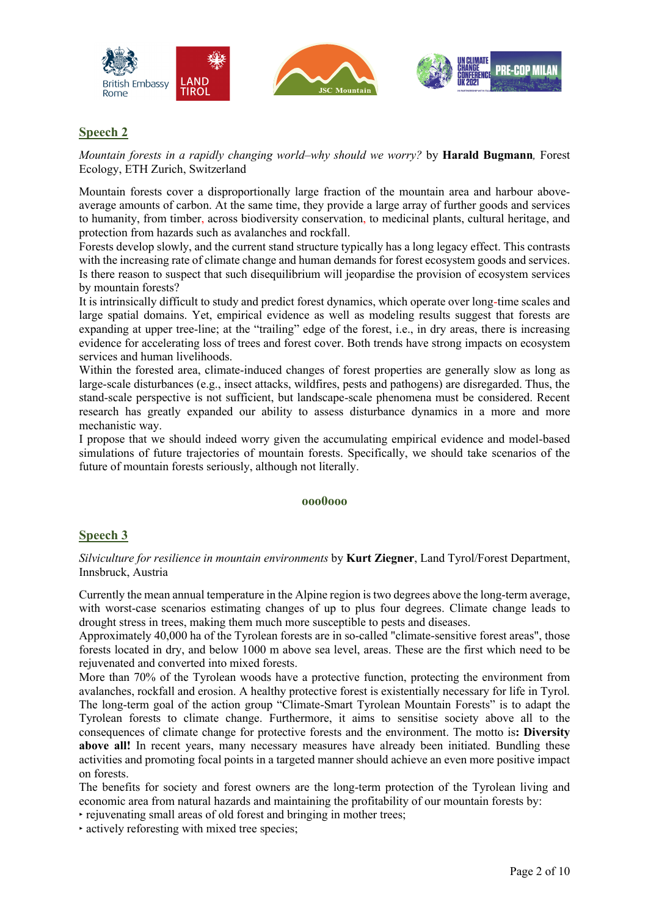## Speech 2

*Mountain forests in a rapidly changing world–why should we worry?* by **Harald Bugmann**, Forest Ecology, ETH Zurich, Switzerland

Mountain forests cover a disproportionally large fraction of the mountain area and harbour above-average amounts of carbon. At the same time, they provide a large array of further goods and services to humanity, from timber, across biodiversity conservation, to medicinal plants, cultural heritage, and protection from hazards such as avalanches and rockfall.

Forests develop slowly, and the current stand structure typically has a long legacy effect. This contrasts with the increasing rate of climate change and human demands for forest ecosystem goods and services. Is there reason to suspect that such disequilibrium will jeopardise the provision of ecosystem services by mountain forests?

It is intrinsically difficult to study and predict forest dynamics, which operate over long-time scales and large spatial domains. Yet, empirical evidence as well as modeling results suggest that forests are expanding at upper tree-line; at the "trailing" edge of the forest, i.e., in dry areas, there is increasing evidence for accelerating loss of trees and forest cover. Both trends have strong impacts on ecosystem services and human livelihoods.

Within the forested area, climate-induced changes of forest properties are generally slow as long as large-scale disturbances (e.g., insect attacks, wildfires, pests and pathogens) are disregarded. Thus, the stand-scale perspective is not sufficient, but landscape-scale phenomena must be considered. Recent research has greatly expanded our ability to assess disturbance dynamics in a more and more mechanistic way.

I propose that we should indeed worry given the accumulating empirical evidence and model-based simulations of future trajectories of mountain forests. Specifically, we should take scenarios of the future of mountain forests seriously, although not literally.

ooo0ooo

## Speech 3

*Silviculture for resilience in mountain environments* by **Kurt Ziegner**, Land Tyrol/Forest Department, Innsbruck, Austria

Currently the mean annual temperature in the Alpine region is two degrees above the long-term average, with worst-case scenarios estimating changes of up to plus four degrees. Climate change leads to drought stress in trees, making them much more susceptible to pests and diseases.

Approximately 40,000 ha of the Tyrolean forests are in so-called "climate-sensitive forest areas", those forests located in dry, and below 1000 m above sea level, areas. These are the first which need to be rejuvenated and converted into mixed forests.

More than 70% of the Tyrolean woods have a protective function, protecting the environment from avalanches, rockfall and erosion. A healthy protective forest is existentially necessary for life in Tyrol. The long-term goal of the action group "Climate-Smart Tyrolean Mountain Forests" is to adapt the Tyrolean forests to climate change. Furthermore, it aims to sensitise society above all to the consequences of climate change for protective forests and the environment. The motto is**: Diversity above all!** In recent years, many necessary measures have already been initiated. Bundling these activities and promoting focal points in a targeted manner should achieve an even more positive impact on forests.

The benefits for society and forest owners are the long-term protection of the Tyrolean living and economic area from natural hazards and maintaining the profitability of our mountain forests by:

- rejuvenating small areas of old forest and bringing in mother trees;
- actively reforesting with mixed tree species;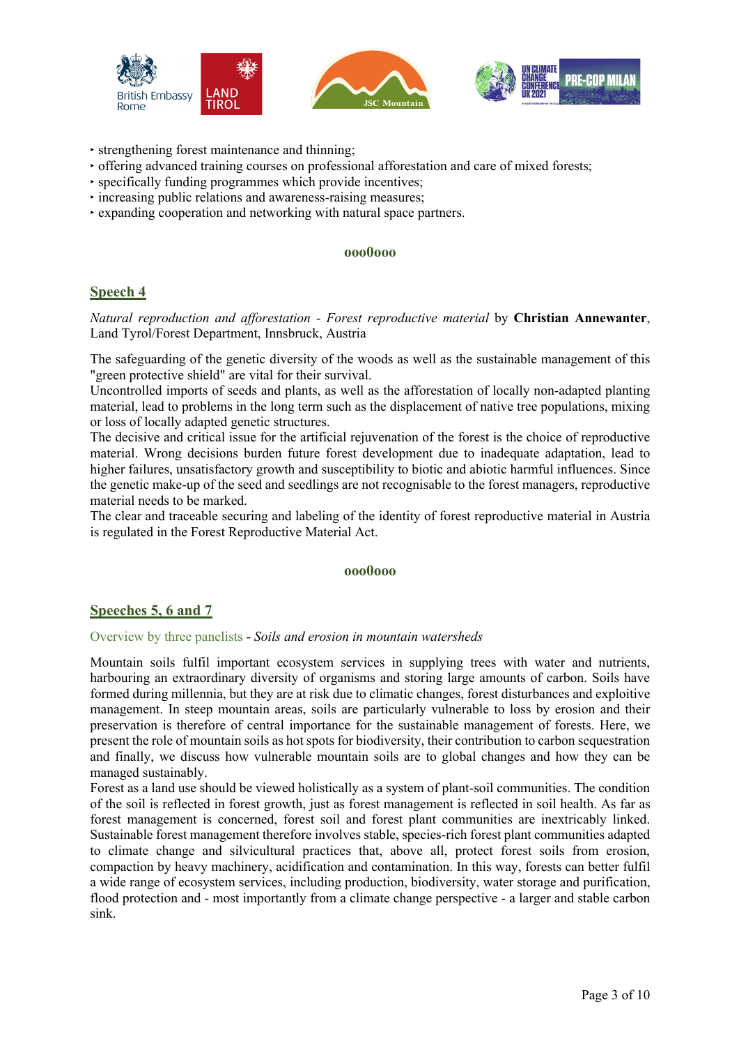- strengthening forest maintenance and thinning;
- offering advanced training courses on professional afforestation and care of mixed forests;
- specifically funding programmes which provide incentives;
- increasing public relations and awareness-raising measures;
- expanding cooperation and networking with natural space partners.

**ooo0ooo**

## Speech 4

*Natural reproduction and afforestation - Forest reproductive material* by **Christian Annewanter**, Land Tyrol/Forest Department, Innsbruck, Austria

The safeguarding of the genetic diversity of the woods as well as the sustainable management of this "green protective shield" are vital for their survival.
Uncontrolled imports of seeds and plants, as well as the afforestation of locally non-adapted planting material, lead to problems in the long term such as the displacement of native tree populations, mixing or loss of locally adapted genetic structures.
The decisive and critical issue for the artificial rejuvenation of the forest is the choice of reproductive material. Wrong decisions burden future forest development due to inadequate adaptation, lead to higher failures, unsatisfactory growth and susceptibility to biotic and abiotic harmful influences. Since the genetic make-up of the seed and seedlings are not recognisable to the forest managers, reproductive material needs to be marked.
The clear and traceable securing and labeling of the identity of forest reproductive material in Austria is regulated in the Forest Reproductive Material Act.

**ooo0ooo**

## Speeches 5, 6 and 7

Overview by three panelists - *Soils and erosion in mountain watersheds*

Mountain soils fulfil important ecosystem services in supplying trees with water and nutrients, harbouring an extraordinary diversity of organisms and storing large amounts of carbon. Soils have formed during millennia, but they are at risk due to climatic changes, forest disturbances and exploitive management. In steep mountain areas, soils are particularly vulnerable to loss by erosion and their preservation is therefore of central importance for the sustainable management of forests. Here, we present the role of mountain soils as hot spots for biodiversity, their contribution to carbon sequestration and finally, we discuss how vulnerable mountain soils are to global changes and how they can be managed sustainably.
Forest as a land use should be viewed holistically as a system of plant-soil communities. The condition of the soil is reflected in forest growth, just as forest management is reflected in soil health. As far as forest management is concerned, forest soil and forest plant communities are inextricably linked. Sustainable forest management therefore involves stable, species-rich forest plant communities adapted to climate change and silvicultural practices that, above all, protect forest soils from erosion, compaction by heavy machinery, acidification and contamination. In this way, forests can better fulfil a wide range of ecosystem services, including production, biodiversity, water storage and purification, flood protection and - most importantly from a climate change perspective - a larger and stable carbon sink.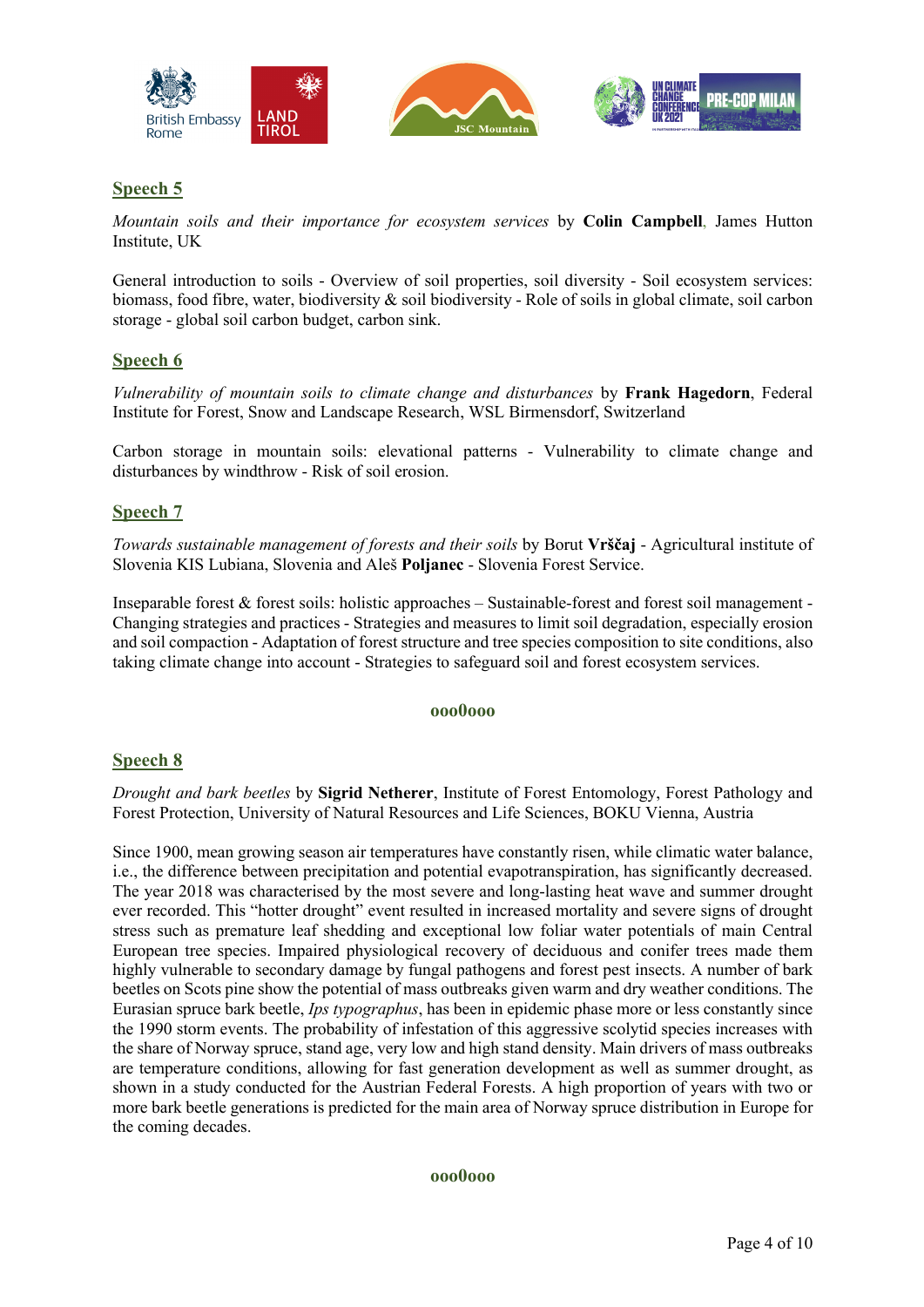## Speech 5

*Mountain soils and their importance for ecosystem services* by **Colin Campbell**, James Hutton Institute, UK

General introduction to soils - Overview of soil properties, soil diversity - Soil ecosystem services: biomass, food fibre, water, biodiversity & soil biodiversity - Role of soils in global climate, soil carbon storage - global soil carbon budget, carbon sink.

## Speech 6

*Vulnerability of mountain soils to climate change and disturbances* by **Frank Hagedorn**, Federal Institute for Forest, Snow and Landscape Research, WSL Birmensdorf, Switzerland

Carbon storage in mountain soils: elevational patterns - Vulnerability to climate change and disturbances by windthrow - Risk of soil erosion.

## Speech 7

*Towards sustainable management of forests and their soils* by Borut **Vrščaj** - Agricultural institute of Slovenia KIS Lubiana, Slovenia and Aleš **Poljanec** - Slovenia Forest Service.

Inseparable forest & forest soils: holistic approaches – Sustainable-forest and forest soil management - Changing strategies and practices - Strategies and measures to limit soil degradation, especially erosion and soil compaction - Adaptation of forest structure and tree species composition to site conditions, also taking climate change into account - Strategies to safeguard soil and forest ecosystem services.

ooo0ooo

## Speech 8

*Drought and bark beetles* by **Sigrid Netherer**, Institute of Forest Entomology, Forest Pathology and Forest Protection, University of Natural Resources and Life Sciences, BOKU Vienna, Austria

Since 1900, mean growing season air temperatures have constantly risen, while climatic water balance, i.e., the difference between precipitation and potential evapotranspiration, has significantly decreased. The year 2018 was characterised by the most severe and long-lasting heat wave and summer drought ever recorded. This "hotter drought" event resulted in increased mortality and severe signs of drought stress such as premature leaf shedding and exceptional low foliar water potentials of main Central European tree species. Impaired physiological recovery of deciduous and conifer trees made them highly vulnerable to secondary damage by fungal pathogens and forest pest insects. A number of bark beetles on Scots pine show the potential of mass outbreaks given warm and dry weather conditions. The Eurasian spruce bark beetle, *Ips typographus*, has been in epidemic phase more or less constantly since the 1990 storm events. The probability of infestation of this aggressive scolytid species increases with the share of Norway spruce, stand age, very low and high stand density. Main drivers of mass outbreaks are temperature conditions, allowing for fast generation development as well as summer drought, as shown in a study conducted for the Austrian Federal Forests. A high proportion of years with two or more bark beetle generations is predicted for the main area of Norway spruce distribution in Europe for the coming decades.

ooo0ooo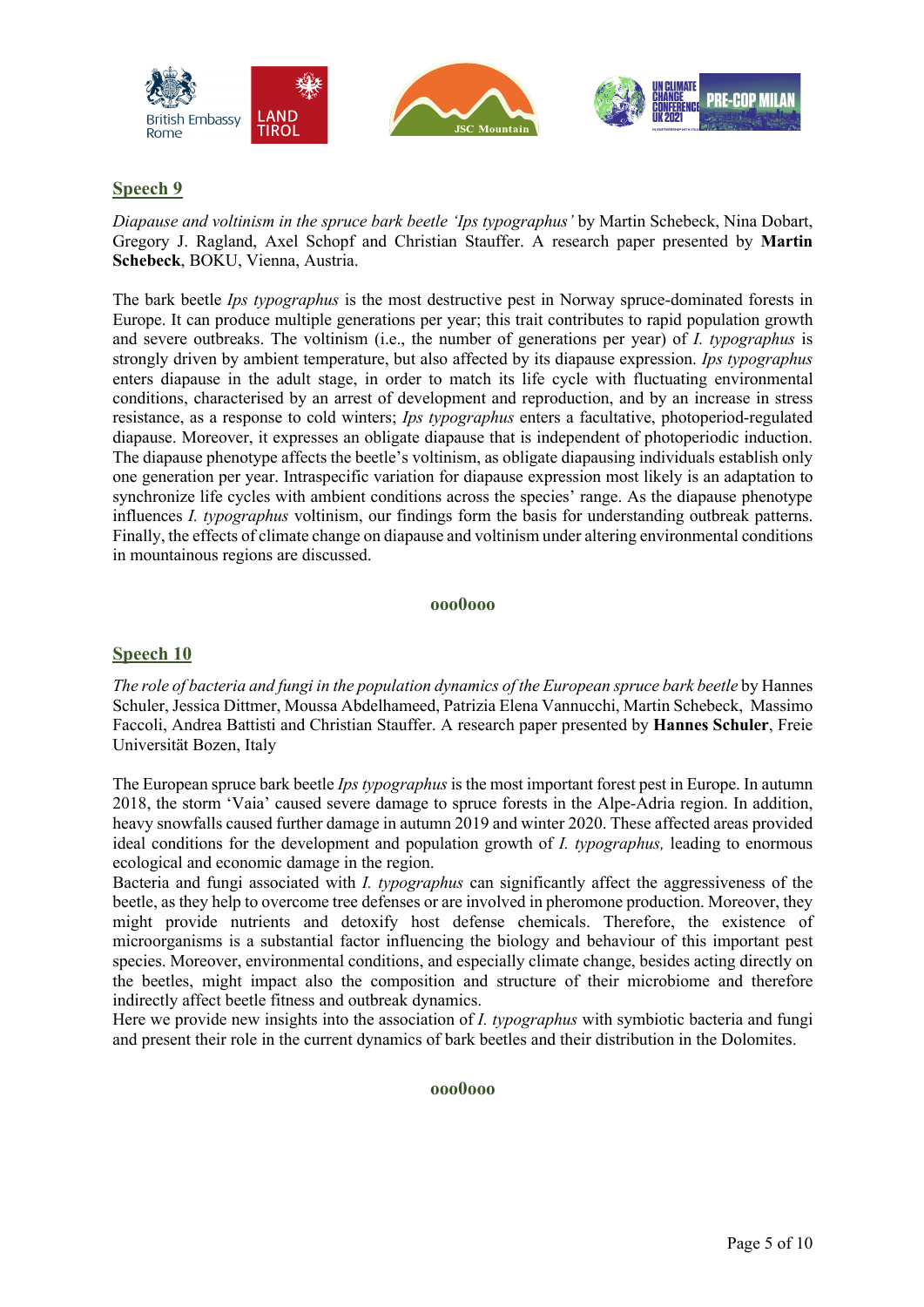## Speech 9

*Diapause and voltinism in the spruce bark beetle 'Ips typographus'* by Martin Schebeck, Nina Dobart, Gregory J. Ragland, Axel Schopf and Christian Stauffer. A research paper presented by **Martin Schebeck**, BOKU, Vienna, Austria.

The bark beetle *Ips typographus* is the most destructive pest in Norway spruce-dominated forests in Europe. It can produce multiple generations per year; this trait contributes to rapid population growth and severe outbreaks. The voltinism (i.e., the number of generations per year) of *I. typographus* is strongly driven by ambient temperature, but also affected by its diapause expression. *Ips typographus* enters diapause in the adult stage, in order to match its life cycle with fluctuating environmental conditions, characterised by an arrest of development and reproduction, and by an increase in stress resistance, as a response to cold winters; *Ips typographus* enters a facultative, photoperiod-regulated diapause. Moreover, it expresses an obligate diapause that is independent of photoperiodic induction. The diapause phenotype affects the beetle's voltinism, as obligate diapausing individuals establish only one generation per year. Intraspecific variation for diapause expression most likely is an adaptation to synchronize life cycles with ambient conditions across the species' range. As the diapause phenotype influences *I. typographus* voltinism, our findings form the basis for understanding outbreak patterns. Finally, the effects of climate change on diapause and voltinism under altering environmental conditions in mountainous regions are discussed.

ooo0ooo

## Speech 10

*The role of bacteria and fungi in the population dynamics of the European spruce bark beetle* by Hannes Schuler, Jessica Dittmer, Moussa Abdelhameed, Patrizia Elena Vannucchi, Martin Schebeck, Massimo Faccoli, Andrea Battisti and Christian Stauffer. A research paper presented by **Hannes Schuler**, Freie Universität Bozen, Italy

The European spruce bark beetle *Ips typographus* is the most important forest pest in Europe. In autumn 2018, the storm 'Vaia' caused severe damage to spruce forests in the Alpe-Adria region. In addition, heavy snowfalls caused further damage in autumn 2019 and winter 2020. These affected areas provided ideal conditions for the development and population growth of *I. typographus,* leading to enormous ecological and economic damage in the region.

Bacteria and fungi associated with *I. typographus* can significantly affect the aggressiveness of the beetle, as they help to overcome tree defenses or are involved in pheromone production. Moreover, they might provide nutrients and detoxify host defense chemicals. Therefore, the existence of microorganisms is a substantial factor influencing the biology and behaviour of this important pest species. Moreover, environmental conditions, and especially climate change, besides acting directly on the beetles, might impact also the composition and structure of their microbiome and therefore indirectly affect beetle fitness and outbreak dynamics.

Here we provide new insights into the association of *I. typographus* with symbiotic bacteria and fungi and present their role in the current dynamics of bark beetles and their distribution in the Dolomites.

ooo0ooo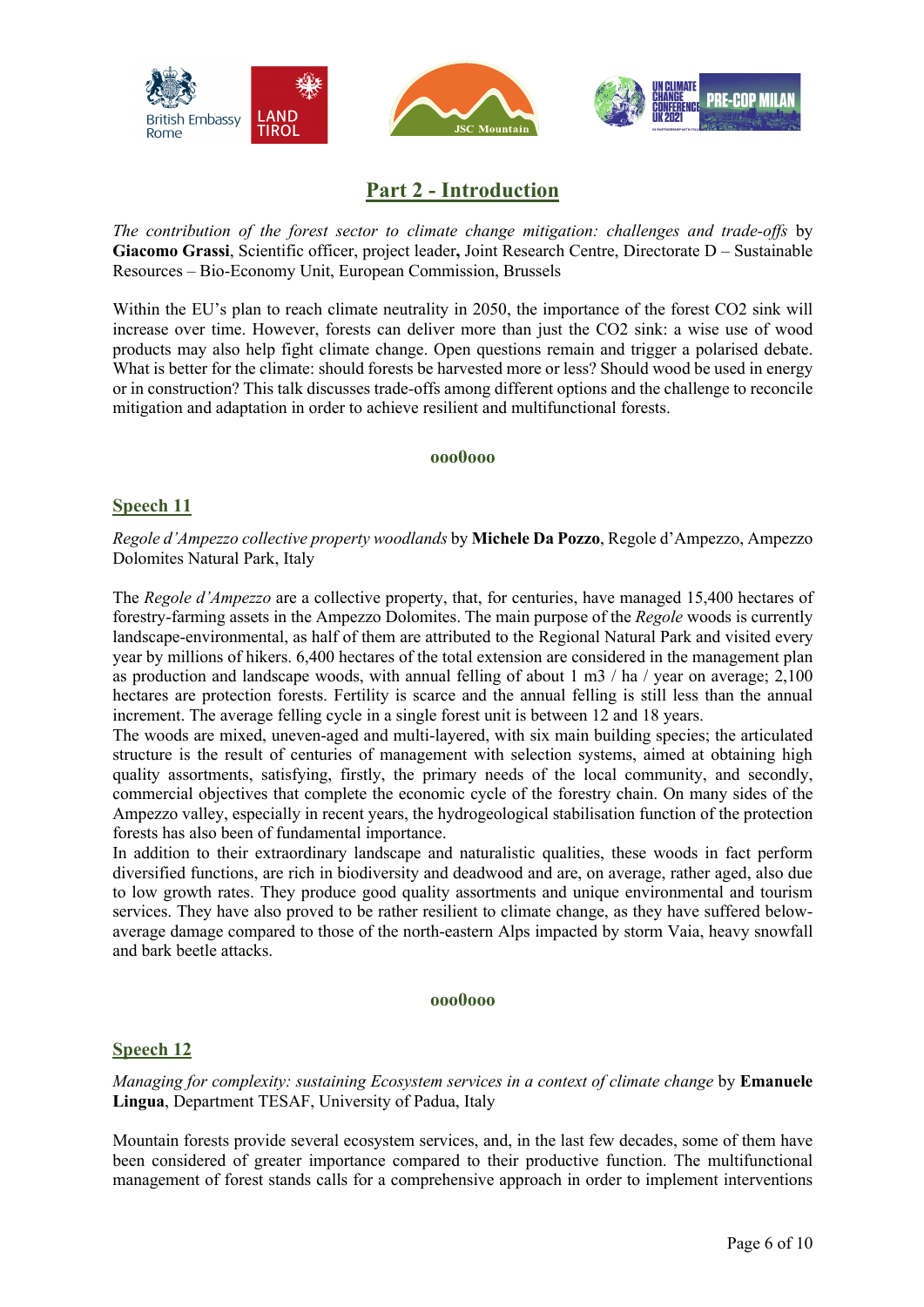## Part 2 - Introduction

*The contribution of the forest sector to climate change mitigation: challenges and trade-offs* by **Giacomo Grassi**, Scientific officer, project leader**,** Joint Research Centre, Directorate D – Sustainable Resources – Bio-Economy Unit, European Commission, Brussels

Within the EU's plan to reach climate neutrality in 2050, the importance of the forest CO2 sink will increase over time. However, forests can deliver more than just the CO2 sink: a wise use of wood products may also help fight climate change. Open questions remain and trigger a polarised debate. What is better for the climate: should forests be harvested more or less? Should wood be used in energy or in construction? This talk discusses trade-offs among different options and the challenge to reconcile mitigation and adaptation in order to achieve resilient and multifunctional forests.

ooo0ooo

### Speech 11

*Regole d'Ampezzo collective property woodlands* by **Michele Da Pozzo**, Regole d'Ampezzo, Ampezzo Dolomites Natural Park, Italy

The *Regole d'Ampezzo* are a collective property, that, for centuries, have managed 15,400 hectares of forestry-farming assets in the Ampezzo Dolomites. The main purpose of the *Regole* woods is currently landscape-environmental, as half of them are attributed to the Regional Natural Park and visited every year by millions of hikers. 6,400 hectares of the total extension are considered in the management plan as production and landscape woods, with annual felling of about 1 m3 / ha / year on average; 2,100 hectares are protection forests. Fertility is scarce and the annual felling is still less than the annual increment. The average felling cycle in a single forest unit is between 12 and 18 years.
The woods are mixed, uneven-aged and multi-layered, with six main building species; the articulated structure is the result of centuries of management with selection systems, aimed at obtaining high quality assortments, satisfying, firstly, the primary needs of the local community, and secondly, commercial objectives that complete the economic cycle of the forestry chain. On many sides of the Ampezzo valley, especially in recent years, the hydrogeological stabilisation function of the protection forests has also been of fundamental importance.
In addition to their extraordinary landscape and naturalistic qualities, these woods in fact perform diversified functions, are rich in biodiversity and deadwood and are, on average, rather aged, also due to low growth rates. They produce good quality assortments and unique environmental and tourism services. They have also proved to be rather resilient to climate change, as they have suffered below-average damage compared to those of the north-eastern Alps impacted by storm Vaia, heavy snowfall and bark beetle attacks.

ooo0ooo

### Speech 12

*Managing for complexity: sustaining Ecosystem services in a context of climate change* by **Emanuele Lingua**, Department TESAF, University of Padua, Italy

Mountain forests provide several ecosystem services, and, in the last few decades, some of them have been considered of greater importance compared to their productive function. The multifunctional management of forest stands calls for a comprehensive approach in order to implement interventions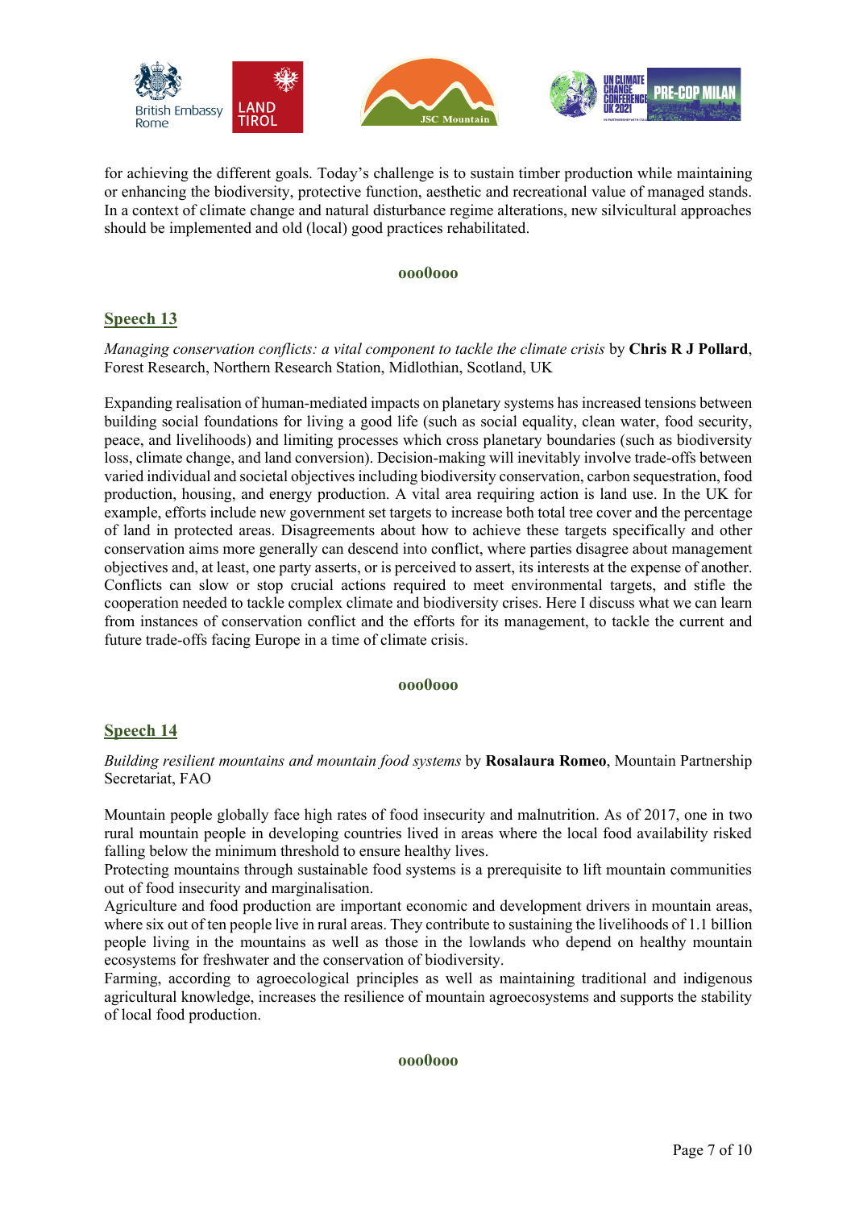for achieving the different goals. Today's challenge is to sustain timber production while maintaining or enhancing the biodiversity, protective function, aesthetic and recreational value of managed stands. In a context of climate change and natural disturbance regime alterations, new silvicultural approaches should be implemented and old (local) good practices rehabilitated.

**ooo0ooo**

## Speech 13

*Managing conservation conflicts: a vital component to tackle the climate crisis* by **Chris R J Pollard**, Forest Research, Northern Research Station, Midlothian, Scotland, UK

Expanding realisation of human-mediated impacts on planetary systems has increased tensions between building social foundations for living a good life (such as social equality, clean water, food security, peace, and livelihoods) and limiting processes which cross planetary boundaries (such as biodiversity loss, climate change, and land conversion). Decision-making will inevitably involve trade-offs between varied individual and societal objectives including biodiversity conservation, carbon sequestration, food production, housing, and energy production. A vital area requiring action is land use. In the UK for example, efforts include new government set targets to increase both total tree cover and the percentage of land in protected areas. Disagreements about how to achieve these targets specifically and other conservation aims more generally can descend into conflict, where parties disagree about management objectives and, at least, one party asserts, or is perceived to assert, its interests at the expense of another. Conflicts can slow or stop crucial actions required to meet environmental targets, and stifle the cooperation needed to tackle complex climate and biodiversity crises. Here I discuss what we can learn from instances of conservation conflict and the efforts for its management, to tackle the current and future trade-offs facing Europe in a time of climate crisis.

**ooo0ooo**

## Speech 14

*Building resilient mountains and mountain food systems* by **Rosalaura Romeo**, Mountain Partnership Secretariat, FAO

Mountain people globally face high rates of food insecurity and malnutrition. As of 2017, one in two rural mountain people in developing countries lived in areas where the local food availability risked falling below the minimum threshold to ensure healthy lives.
Protecting mountains through sustainable food systems is a prerequisite to lift mountain communities out of food insecurity and marginalisation.
Agriculture and food production are important economic and development drivers in mountain areas, where six out of ten people live in rural areas. They contribute to sustaining the livelihoods of 1.1 billion people living in the mountains as well as those in the lowlands who depend on healthy mountain ecosystems for freshwater and the conservation of biodiversity.
Farming, according to agroecological principles as well as maintaining traditional and indigenous agricultural knowledge, increases the resilience of mountain agroecosystems and supports the stability of local food production.

**ooo0ooo**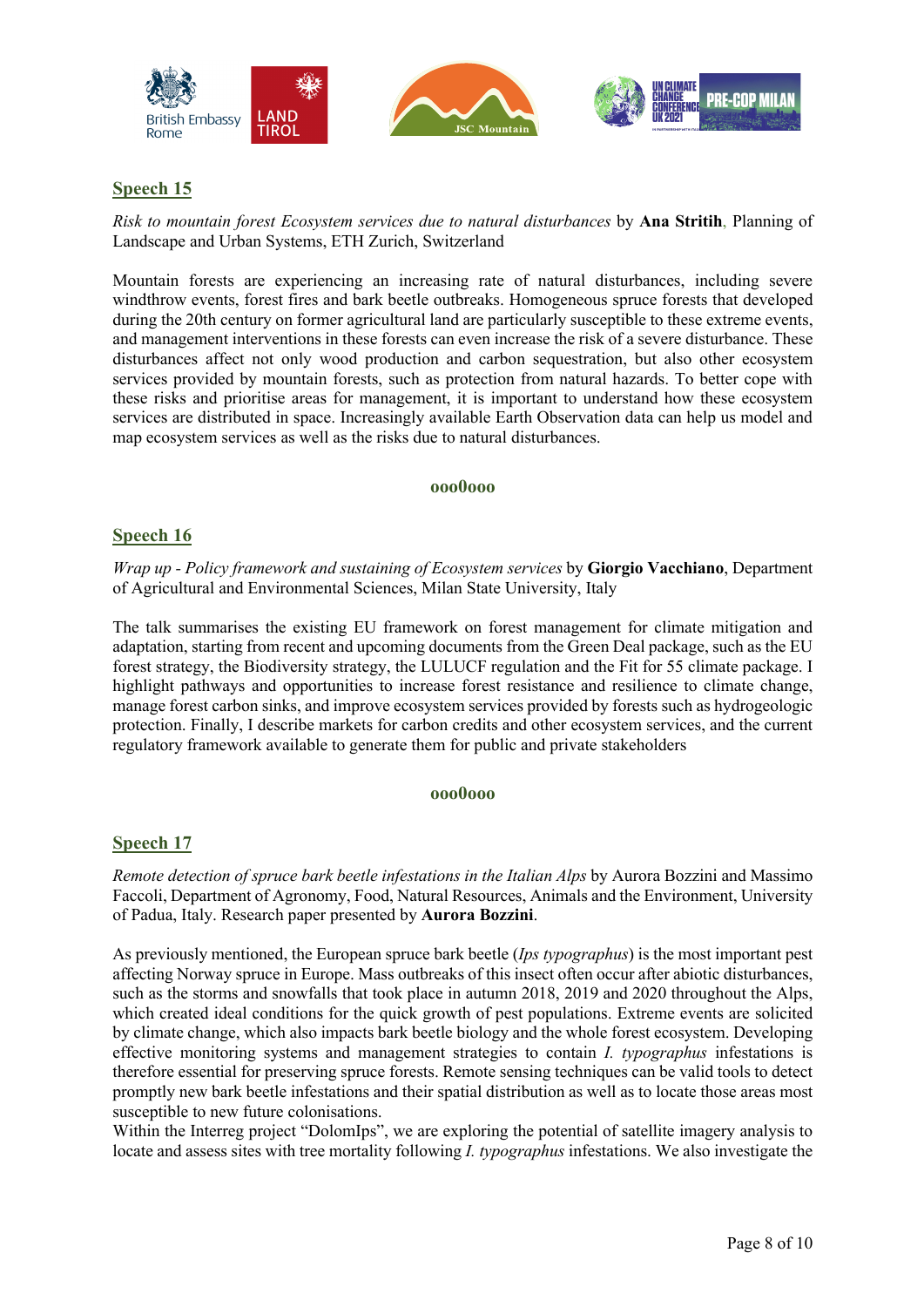## Speech 15

*Risk to mountain forest Ecosystem services due to natural disturbances* by **Ana Stritih**, Planning of Landscape and Urban Systems, ETH Zurich, Switzerland

Mountain forests are experiencing an increasing rate of natural disturbances, including severe windthrow events, forest fires and bark beetle outbreaks. Homogeneous spruce forests that developed during the 20th century on former agricultural land are particularly susceptible to these extreme events, and management interventions in these forests can even increase the risk of a severe disturbance. These disturbances affect not only wood production and carbon sequestration, but also other ecosystem services provided by mountain forests, such as protection from natural hazards. To better cope with these risks and prioritise areas for management, it is important to understand how these ecosystem services are distributed in space. Increasingly available Earth Observation data can help us model and map ecosystem services as well as the risks due to natural disturbances.

**ooo0ooo**

## Speech 16

*Wrap up - Policy framework and sustaining of Ecosystem services* by **Giorgio Vacchiano**, Department of Agricultural and Environmental Sciences, Milan State University, Italy

The talk summarises the existing EU framework on forest management for climate mitigation and adaptation, starting from recent and upcoming documents from the Green Deal package, such as the EU forest strategy, the Biodiversity strategy, the LULUCF regulation and the Fit for 55 climate package. I highlight pathways and opportunities to increase forest resistance and resilience to climate change, manage forest carbon sinks, and improve ecosystem services provided by forests such as hydrogeologic protection. Finally, I describe markets for carbon credits and other ecosystem services, and the current regulatory framework available to generate them for public and private stakeholders

**ooo0ooo**

## Speech 17

*Remote detection of spruce bark beetle infestations in the Italian Alps* by Aurora Bozzini and Massimo Faccoli, Department of Agronomy, Food, Natural Resources, Animals and the Environment, University of Padua, Italy. Research paper presented by **Aurora Bozzini**.

As previously mentioned, the European spruce bark beetle (*Ips typographus*) is the most important pest affecting Norway spruce in Europe. Mass outbreaks of this insect often occur after abiotic disturbances, such as the storms and snowfalls that took place in autumn 2018, 2019 and 2020 throughout the Alps, which created ideal conditions for the quick growth of pest populations. Extreme events are solicited by climate change, which also impacts bark beetle biology and the whole forest ecosystem. Developing effective monitoring systems and management strategies to contain *I. typographus* infestations is therefore essential for preserving spruce forests. Remote sensing techniques can be valid tools to detect promptly new bark beetle infestations and their spatial distribution as well as to locate those areas most susceptible to new future colonisations.
Within the Interreg project "DolomIps", we are exploring the potential of satellite imagery analysis to locate and assess sites with tree mortality following *I. typographus* infestations. We also investigate the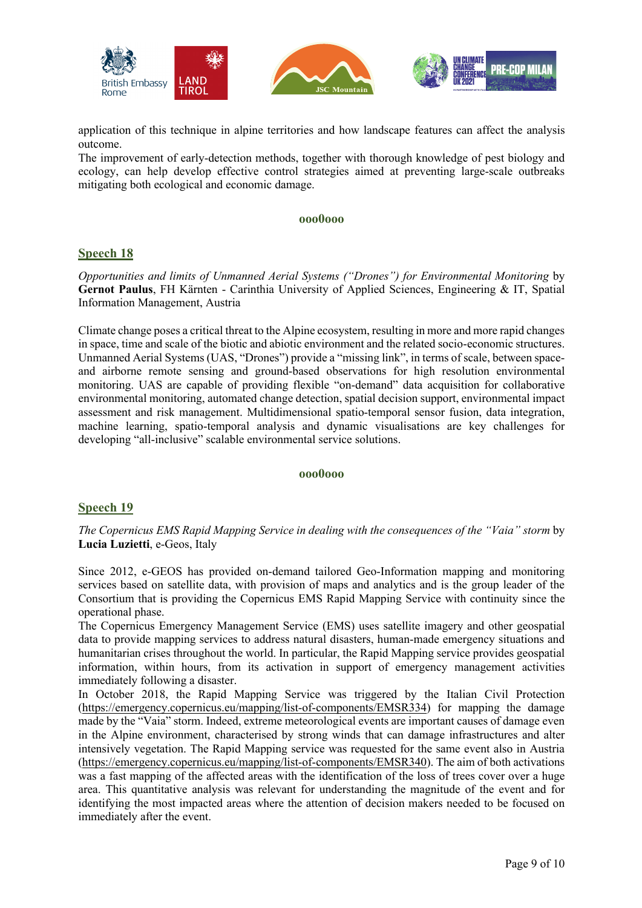application of this technique in alpine territories and how landscape features can affect the analysis outcome.
The improvement of early-detection methods, together with thorough knowledge of pest biology and ecology, can help develop effective control strategies aimed at preventing large-scale outbreaks mitigating both ecological and economic damage.

ooo0ooo

## Speech 18

*Opportunities and limits of Unmanned Aerial Systems ("Drones") for Environmental Monitoring* by **Gernot Paulus**, FH Kärnten - Carinthia University of Applied Sciences, Engineering & IT, Spatial Information Management, Austria

Climate change poses a critical threat to the Alpine ecosystem, resulting in more and more rapid changes in space, time and scale of the biotic and abiotic environment and the related socio-economic structures. Unmanned Aerial Systems (UAS, "Drones") provide a "missing link", in terms of scale, between space- and airborne remote sensing and ground-based observations for high resolution environmental monitoring. UAS are capable of providing flexible "on-demand" data acquisition for collaborative environmental monitoring, automated change detection, spatial decision support, environmental impact assessment and risk management. Multidimensional spatio-temporal sensor fusion, data integration, machine learning, spatio-temporal analysis and dynamic visualisations are key challenges for developing "all-inclusive" scalable environmental service solutions.

ooo0ooo

## Speech 19

*The Copernicus EMS Rapid Mapping Service in dealing with the consequences of the "Vaia" storm* by **Lucia Luzietti**, e-Geos, Italy

Since 2012, e-GEOS has provided on-demand tailored Geo-Information mapping and monitoring services based on satellite data, with provision of maps and analytics and is the group leader of the Consortium that is providing the Copernicus EMS Rapid Mapping Service with continuity since the operational phase.
The Copernicus Emergency Management Service (EMS) uses satellite imagery and other geospatial data to provide mapping services to address natural disasters, human-made emergency situations and humanitarian crises throughout the world. In particular, the Rapid Mapping service provides geospatial information, within hours, from its activation in support of emergency management activities immediately following a disaster.
In October 2018, the Rapid Mapping Service was triggered by the Italian Civil Protection (https://emergency.copernicus.eu/mapping/list-of-components/EMSR334) for mapping the damage made by the "Vaia" storm. Indeed, extreme meteorological events are important causes of damage even in the Alpine environment, characterised by strong winds that can damage infrastructures and alter intensively vegetation. The Rapid Mapping service was requested for the same event also in Austria (https://emergency.copernicus.eu/mapping/list-of-components/EMSR340). The aim of both activations was a fast mapping of the affected areas with the identification of the loss of trees cover over a huge area. This quantitative analysis was relevant for understanding the magnitude of the event and for identifying the most impacted areas where the attention of decision makers needed to be focused on immediately after the event.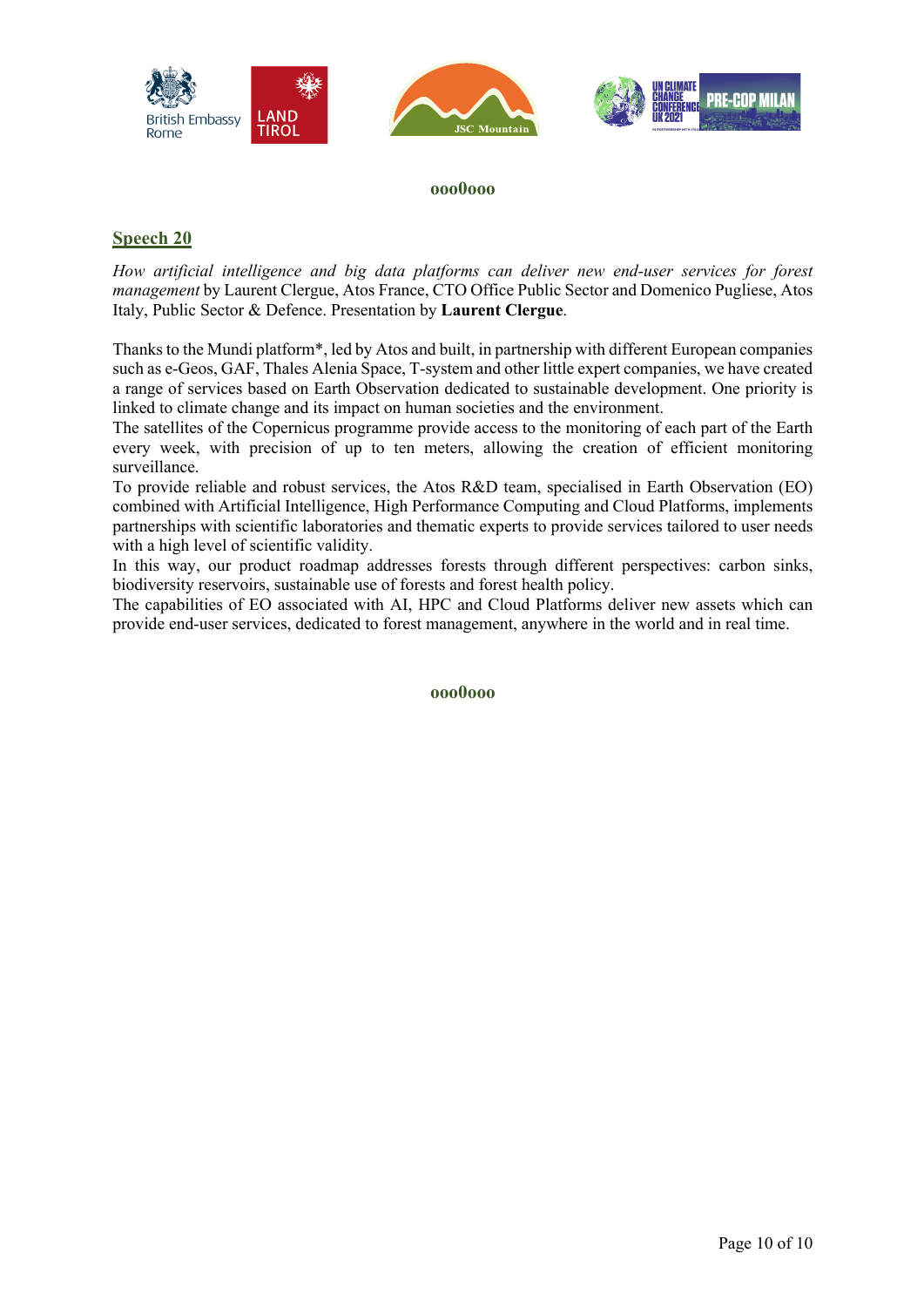ooo0ooo

## Speech 20

*How artificial intelligence and big data platforms can deliver new end-user services for forest management* by Laurent Clergue, Atos France, CTO Office Public Sector and Domenico Pugliese, Atos Italy, Public Sector & Defence. Presentation by **Laurent Clergue**.

Thanks to the Mundi platform*, led by Atos and built, in partnership with different European companies such as e-Geos, GAF, Thales Alenia Space, T-system and other little expert companies, we have created a range of services based on Earth Observation dedicated to sustainable development. One priority is linked to climate change and its impact on human societies and the environment.

The satellites of the Copernicus programme provide access to the monitoring of each part of the Earth every week, with precision of up to ten meters, allowing the creation of efficient monitoring surveillance.

To provide reliable and robust services, the Atos R&D team, specialised in Earth Observation (EO) combined with Artificial Intelligence, High Performance Computing and Cloud Platforms, implements partnerships with scientific laboratories and thematic experts to provide services tailored to user needs with a high level of scientific validity.

In this way, our product roadmap addresses forests through different perspectives: carbon sinks, biodiversity reservoirs, sustainable use of forests and forest health policy.

The capabilities of EO associated with AI, HPC and Cloud Platforms deliver new assets which can provide end-user services, dedicated to forest management, anywhere in the world and in real time.

ooo0ooo